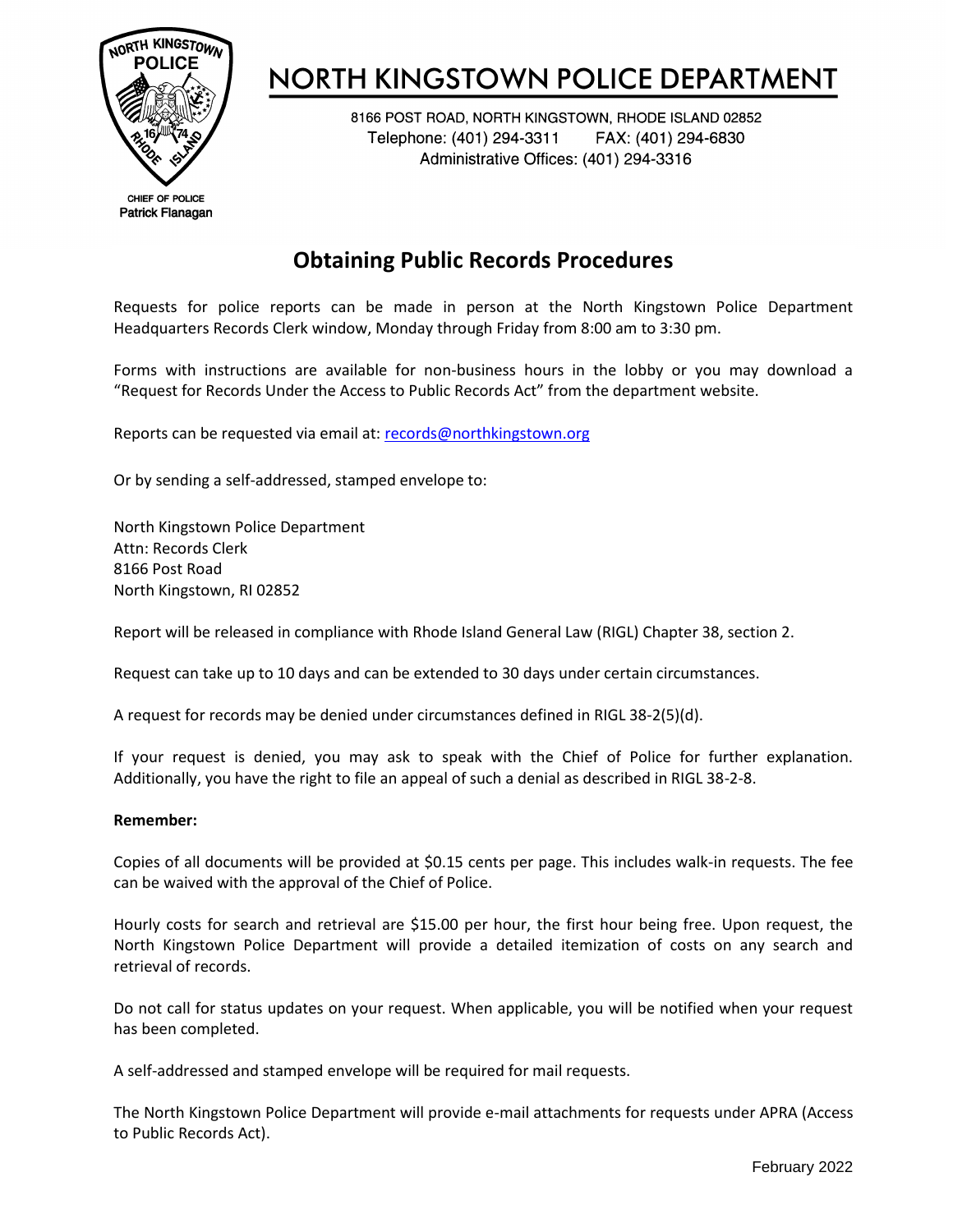# NORTH KINGSTOWN POLICE DEPARTMENT

8166 POST ROAD, NORTH KINGSTOWN, RHODE ISLAND 02852
Telephone: (401) 294-3311 FAX: (401) 294-6830
Administrative Offices: (401) 294-3316

CHIEF OF POLICE
Patrick Flanagan

## Obtaining Public Records Procedures

Requests for police reports can be made in person at the North Kingstown Police Department Headquarters Records Clerk window, Monday through Friday from 8:00 am to 3:30 pm.

Forms with instructions are available for non-business hours in the lobby or you may download a "Request for Records Under the Access to Public Records Act" from the department website.

Reports can be requested via email at: records@northkingstown.org

Or by sending a self-addressed, stamped envelope to:

North Kingstown Police Department
Attn: Records Clerk
8166 Post Road
North Kingstown, RI 02852

Report will be released in compliance with Rhode Island General Law (RIGL) Chapter 38, section 2.

Request can take up to 10 days and can be extended to 30 days under certain circumstances.

A request for records may be denied under circumstances defined in RIGL 38-2(5)(d).

If your request is denied, you may ask to speak with the Chief of Police for further explanation. Additionally, you have the right to file an appeal of such a denial as described in RIGL 38-2-8.

**Remember:**

Copies of all documents will be provided at $0.15 cents per page. This includes walk-in requests. The fee can be waived with the approval of the Chief of Police.

Hourly costs for search and retrieval are $15.00 per hour, the first hour being free. Upon request, the North Kingstown Police Department will provide a detailed itemization of costs on any search and retrieval of records.

Do not call for status updates on your request. When applicable, you will be notified when your request has been completed.

A self-addressed and stamped envelope will be required for mail requests.

The North Kingstown Police Department will provide e-mail attachments for requests under APRA (Access to Public Records Act).

February 2022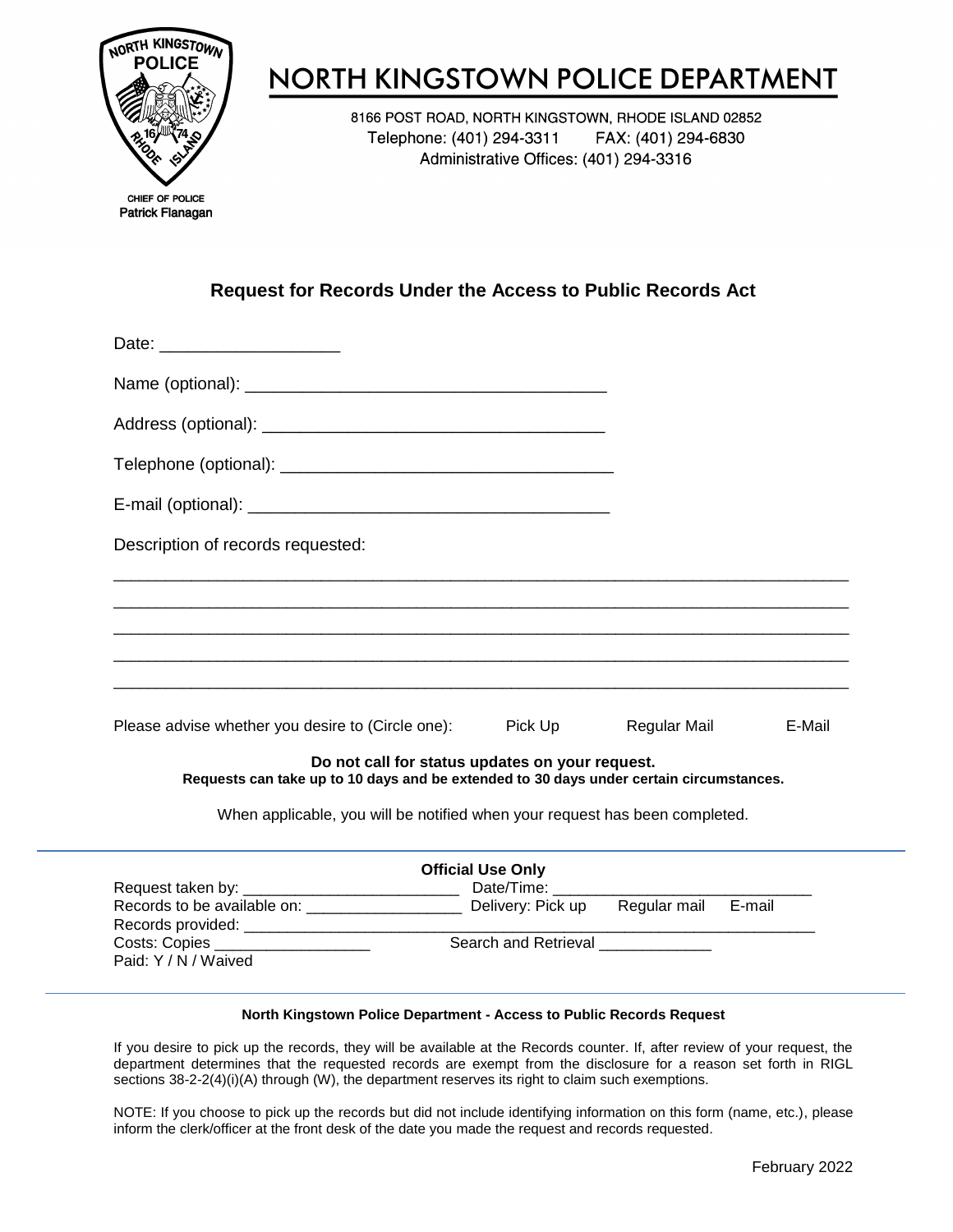# NORTH KINGSTOWN POLICE DEPARTMENT

8166 POST ROAD, NORTH KINGSTOWN, RHODE ISLAND 02852
Telephone: (401) 294-3311 FAX: (401) 294-6830
Administrative Offices: (401) 294-3316

CHIEF OF POLICE
Patrick Flanagan

## Request for Records Under the Access to Public Records Act

Date: ___________________

Name (optional): ______________________________________

Address (optional): ___________________________________

Telephone (optional): __________________________________

E-mail (optional): ______________________________________

Description of records requested:

______________________________________________________________________________

______________________________________________________________________________

______________________________________________________________________________

______________________________________________________________________________

______________________________________________________________________________

Please advise whether you desire to (Circle one): Pick Up Regular Mail E-Mail

**Do not call for status updates on your request.**
**Requests can take up to 10 days and be extended to 30 days under certain circumstances.**

When applicable, you will be notified when your request has been completed.

---

**Official Use Only**

Request taken by: _________________________ Date/Time: _____________________________

Records to be available on: __________________ Delivery: Pick up Regular mail E-mail

Records provided: ____________________________________________________________________

Costs: Copies __________________ Search and Retrieval _____________

Paid: Y / N / Waived

---

**North Kingstown Police Department - Access to Public Records Request**

If you desire to pick up the records, they will be available at the Records counter. If, after review of your request, the department determines that the requested records are exempt from the disclosure for a reason set forth in RIGL sections 38-2-2(4)(i)(A) through (W), the department reserves its right to claim such exemptions.

NOTE: If you choose to pick up the records but did not include identifying information on this form (name, etc.), please inform the clerk/officer at the front desk of the date you made the request and records requested.

February 2022